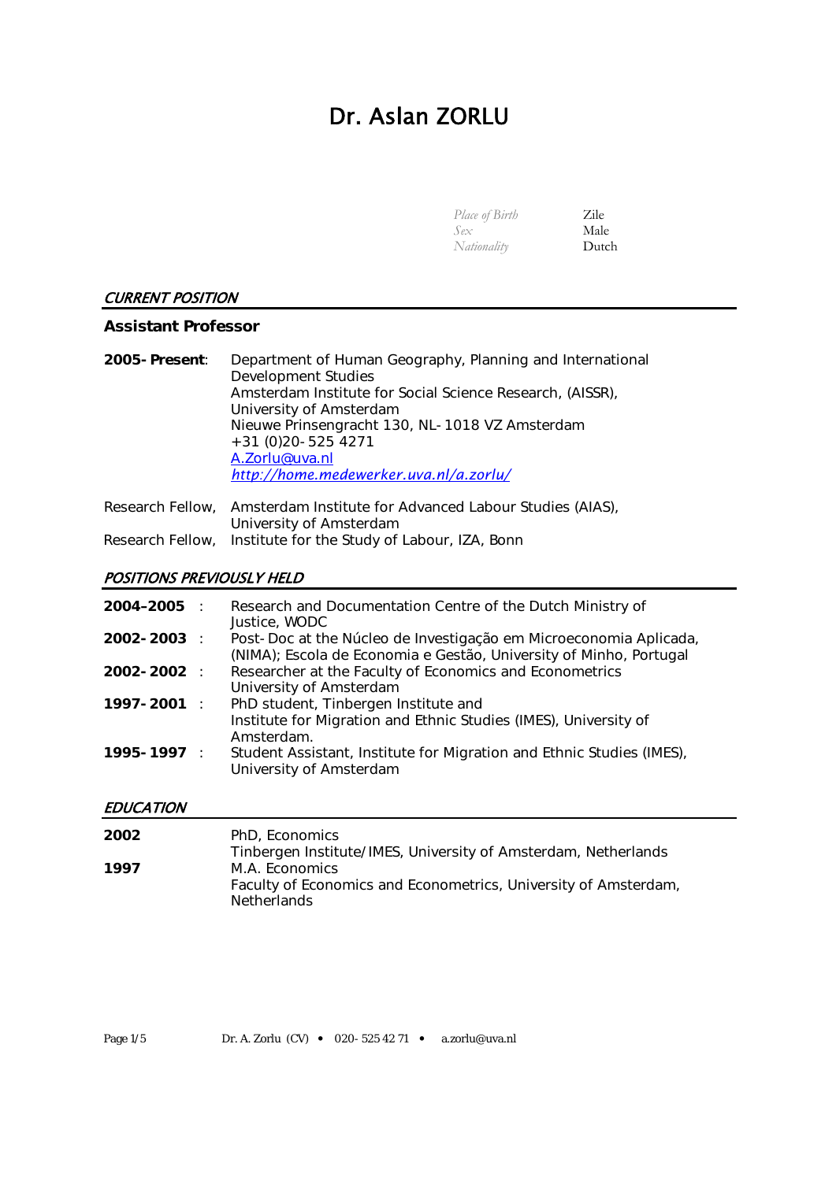# Dr. Aslan ZORLU

| | |
|---|---|
| *Place of Birth* | Zile |
| *Sex* | Male |
| *Nationality* | Dutch |

## *CURRENT POSITION*

### Assistant Professor

**2005- Present**: Department of Human Geography, Planning and International Development Studies
Amsterdam Institute for Social Science Research, (AISSR), University of Amsterdam
Nieuwe Prinsengracht 130, NL-1018 VZ Amsterdam
+31 (0)20-525 4271
A.Zorlu@uva.nl
*http://home.medewerker.uva.nl/a.zorlu/*

Research Fellow, Amsterdam Institute for Advanced Labour Studies (AIAS), University of Amsterdam

Research Fellow, Institute for the Study of Labour, IZA, Bonn

## *POSITIONS PREVIOUSLY HELD*

**2004–2005** : Research and Documentation Centre of the Dutch Ministry of Justice, WODC

**2002-2003** : Post-Doc at the Núcleo de Investigação em Microeconomia Aplicada, (NIMA); Escola de Economia e Gestão, University of Minho, Portugal

**2002-2002** : Researcher at the Faculty of Economics and Econometrics University of Amsterdam

**1997-2001** : PhD student, Tinbergen Institute and Institute for Migration and Ethnic Studies (IMES), University of Amsterdam.

**1995-1997** : Student Assistant, Institute for Migration and Ethnic Studies (IMES), University of Amsterdam

## *EDUCATION*

**2002** PhD, Economics
Tinbergen Institute/IMES, University of Amsterdam, Netherlands

**1997** M.A. Economics
Faculty of Economics and Econometrics, University of Amsterdam, Netherlands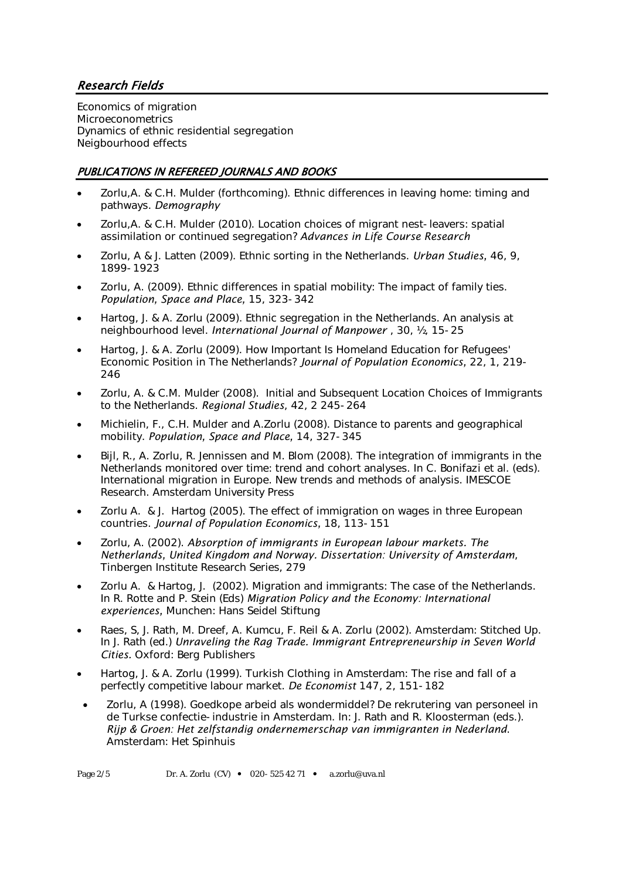## *Research Fields*

Economics of migration
Microeconometrics
Dynamics of ethnic residential segregation
Neigbourhood effects

### *PUBLICATIONS IN REFEREED JOURNALS AND BOOKS*

- Zorlu,A. & C.H. Mulder (forthcoming). Ethnic differences in leaving home: timing and pathways. *Demography*
- Zorlu,A. & C.H. Mulder (2010). Location choices of migrant nest-leavers: spatial assimilation or continued segregation? *Advances in Life Course Research*
- Zorlu, A & J. Latten (2009). Ethnic sorting in the Netherlands. *Urban Studies*, 46, 9, 1899-1923
- Zorlu, A. (2009). Ethnic differences in spatial mobility: The impact of family ties. *Population, Space and Place*, 15, 323-342
- Hartog, J. & A. Zorlu (2009). Ethnic segregation in the Netherlands. An analysis at neighbourhood level. *International Journal of Manpower* , 30, ½, 15-25
- Hartog, J. & A. Zorlu (2009). How Important Is Homeland Education for Refugees' Economic Position in The Netherlands? *Journal of Population Economics*, 22, 1, 219-246
- Zorlu, A. & C.M. Mulder (2008). Initial and Subsequent Location Choices of Immigrants to the Netherlands. *Regional Studies*, 42, 2 245-264
- Michielin, F., C.H. Mulder and A.Zorlu (2008). Distance to parents and geographical mobility. *Population, Space and Place*, 14, 327-345
- Bijl, R., A. Zorlu, R. Jennissen and M. Blom (2008). The integration of immigrants in the Netherlands monitored over time: trend and cohort analyses. In C. Bonifazi et al. (eds). International migration in Europe. New trends and methods of analysis. IMESCOE Research. Amsterdam University Press
- Zorlu A. & J. Hartog (2005). The effect of immigration on wages in three European countries. *Journal of Population Economics*, 18, 113-151
- Zorlu, A. (2002). *Absorption of immigrants in European labour markets. The Netherlands, United Kingdom and Norway. Dissertation: University of Amsterdam*, Tinbergen Institute Research Series, 279
- Zorlu A. & Hartog, J. (2002). Migration and immigrants: The case of the Netherlands. In R. Rotte and P. Stein (Eds) *Migration Policy and the Economy: International experiences*, Munchen: Hans Seidel Stiftung
- Raes, S, J. Rath, M. Dreef, A. Kumcu, F. Reil & A. Zorlu (2002). Amsterdam: Stitched Up. In J. Rath (ed.) *Unraveling the Rag Trade. Immigrant Entrepreneurship in Seven World Cities.* Oxford: Berg Publishers
- Hartog, J. & A. Zorlu (1999). Turkish Clothing in Amsterdam: The rise and fall of a perfectly competitive labour market. *De Economist* 147, 2, 151-182
- Zorlu, A (1998). Goedkope arbeid als wondermiddel? De rekrutering van personeel in de Turkse confectie-industrie in Amsterdam. In: J. Rath and R. Kloosterman (eds.). *Rijp & Groen: Het zelfstandig ondernemerschap van immigranten in Nederland.* Amsterdam: Het Spinhuis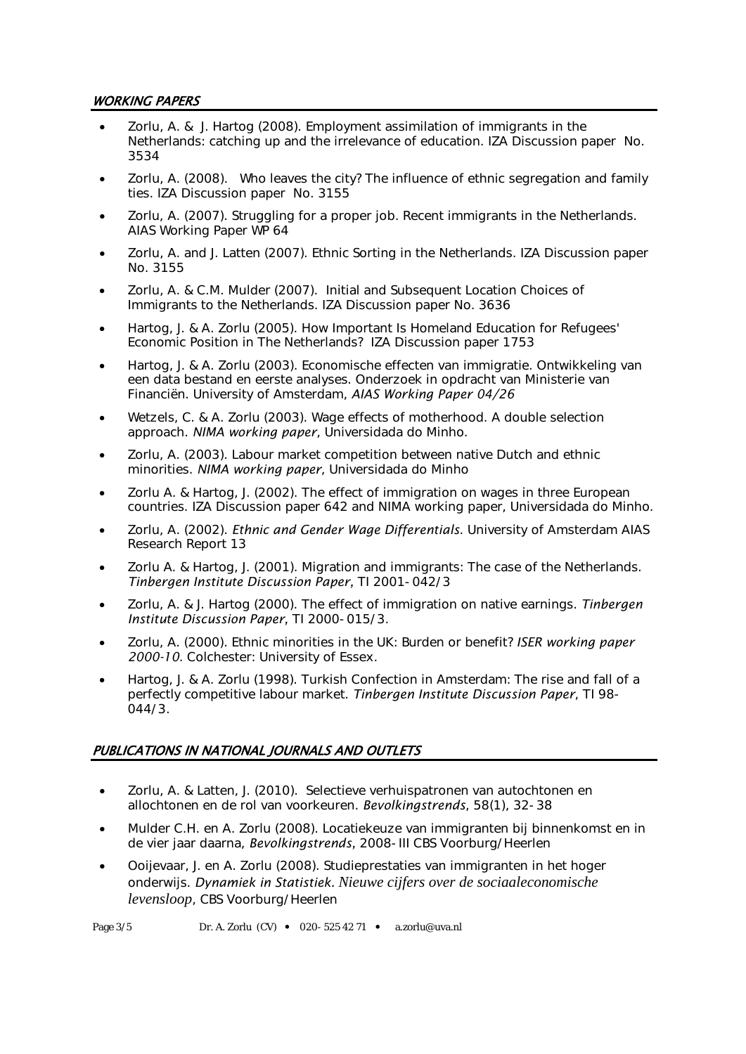## *WORKING PAPERS*

- Zorlu, A. & J. Hartog (2008). Employment assimilation of immigrants in the Netherlands: catching up and the irrelevance of education. IZA Discussion paper No. 3534
- Zorlu, A. (2008). Who leaves the city? The influence of ethnic segregation and family ties. IZA Discussion paper No. 3155
- Zorlu, A. (2007). Struggling for a proper job. Recent immigrants in the Netherlands. AIAS Working Paper WP 64
- Zorlu, A. and J. Latten (2007). Ethnic Sorting in the Netherlands. IZA Discussion paper No. 3155
- Zorlu, A. & C.M. Mulder (2007). Initial and Subsequent Location Choices of Immigrants to the Netherlands. IZA Discussion paper No. 3636
- Hartog, J. & A. Zorlu (2005). How Important Is Homeland Education for Refugees' Economic Position in The Netherlands? IZA Discussion paper 1753
- Hartog, J. & A. Zorlu (2003). Economische effecten van immigratie. Ontwikkeling van een data bestand en eerste analyses. Onderzoek in opdracht van Ministerie van Financiën. University of Amsterdam, *AIAS Working Paper 04/26*
- Wetzels, C. & A. Zorlu (2003). Wage effects of motherhood. A double selection approach. *NIMA working paper*, Universidada do Minho.
- Zorlu, A. (2003). Labour market competition between native Dutch and ethnic minorities. *NIMA working paper*, Universidada do Minho
- Zorlu A. & Hartog, J. (2002). The effect of immigration on wages in three European countries. IZA Discussion paper 642 and NIMA working paper, Universidada do Minho.
- Zorlu, A. (2002). *Ethnic and Gender Wage Differentials*. University of Amsterdam AIAS Research Report 13
- Zorlu A. & Hartog, J. (2001). Migration and immigrants: The case of the Netherlands. *Tinbergen Institute Discussion Paper*, TI 2001-042/3
- Zorlu, A. & J. Hartog (2000). The effect of immigration on native earnings. *Tinbergen Institute Discussion Paper*, TI 2000-015/3.
- Zorlu, A. (2000). Ethnic minorities in the UK: Burden or benefit? *ISER working paper 2000-10*. Colchester: University of Essex.
- Hartog, J. & A. Zorlu (1998). Turkish Confection in Amsterdam: The rise and fall of a perfectly competitive labour market. *Tinbergen Institute Discussion Paper*, TI 98-044/3.

## *PUBLICATIONS IN NATIONAL JOURNALS AND OUTLETS*

- Zorlu, A. & Latten, J. (2010). Selectieve verhuispatronen van autochtonen en allochtonen en de rol van voorkeuren. *Bevolkingstrends*, 58(1), 32-38
- Mulder C.H. en A. Zorlu (2008). Locatiekeuze van immigranten bij binnenkomst en in de vier jaar daarna, *Bevolkingstrends*, 2008-III CBS Voorburg/Heerlen
- Ooijevaar, J. en A. Zorlu (2008). Studieprestaties van immigranten in het hoger onderwijs. *Dynamiek in Statistiek. Nieuwe cijfers over de sociaaleconomische levensloop*, CBS Voorburg/Heerlen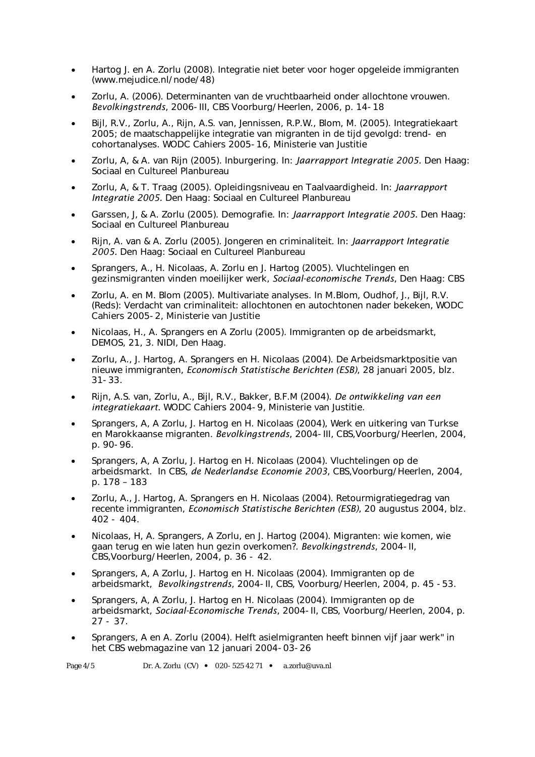- Hartog J. en A. Zorlu (2008). Integratie niet beter voor hoger opgeleide immigranten (www.mejudice.nl/node/48)
- Zorlu, A. (2006). Determinanten van de vruchtbaarheid onder allochtone vrouwen. *Bevolkingstrends*, 2006-III, CBS Voorburg/Heerlen, 2006, p. 14-18
- Bijl, R.V., Zorlu, A., Rijn, A.S. van, Jennissen, R.P.W., Blom, M. (2005). Integratiekaart 2005; de maatschappelijke integratie van migranten in de tijd gevolgd: trend- en cohortanalyses. WODC Cahiers 2005-16, Ministerie van Justitie
- Zorlu, A, & A. van Rijn (2005). Inburgering. In: *Jaarrapport Integratie 2005.* Den Haag: Sociaal en Cultureel Planbureau
- Zorlu, A, & T. Traag (2005). Opleidingsniveau en Taalvaardigheid. In: *Jaarrapport Integratie 2005.* Den Haag: Sociaal en Cultureel Planbureau
- Garssen, J, & A. Zorlu (2005). Demografie. In: *Jaarrapport Integratie 2005.* Den Haag: Sociaal en Cultureel Planbureau
- Rijn, A. van & A. Zorlu (2005). Jongeren en criminaliteit. In: *Jaarrapport Integratie 2005.* Den Haag: Sociaal en Cultureel Planbureau
- Sprangers, A., H. Nicolaas, A. Zorlu en J. Hartog (2005). Vluchtelingen en gezinsmigranten vinden moeilijker werk, *Sociaal-economische Trends*, Den Haag: CBS
- Zorlu, A. en M. Blom (2005). Multivariate analyses. In M.Blom, Oudhof, J., Bijl, R.V. (Reds): Verdacht van criminaliteit: allochtonen en autochtonen nader bekeken, WODC Cahiers 2005-2, Ministerie van Justitie
- Nicolaas, H., A. Sprangers en A Zorlu (2005). Immigranten op de arbeidsmarkt, DEMOS, 21, 3. NIDI, Den Haag.
- Zorlu, A., J. Hartog, A. Sprangers en H. Nicolaas (2004). De Arbeidsmarktpositie van nieuwe immigranten, *Economisch Statistische Berichten (ESB)*, 28 januari 2005, blz. 31-33.
- Rijn, A.S. van, Zorlu, A., Bijl, R.V., Bakker, B.F.M (2004). *De ontwikkeling van een integratiekaart.* WODC Cahiers 2004-9, Ministerie van Justitie.
- Sprangers, A, A Zorlu, J. Hartog en H. Nicolaas (2004), Werk en uitkering van Turkse en Marokkaanse migranten. *Bevolkingstrends*, 2004-III, CBS,Voorburg/Heerlen, 2004, p. 90-96.
- Sprangers, A, A Zorlu, J. Hartog en H. Nicolaas (2004). Vluchtelingen op de arbeidsmarkt. In CBS, *de Nederlandse Economie 2003*, CBS,Voorburg/Heerlen, 2004, p. 178 – 183
- Zorlu, A., J. Hartog, A. Sprangers en H. Nicolaas (2004). Retourmigratiegedrag van recente immigranten, *Economisch Statistische Berichten (ESB)*, 20 augustus 2004, blz. 402 - 404.
- Nicolaas, H, A. Sprangers, A Zorlu, en J. Hartog (2004). Migranten: wie komen, wie gaan terug en wie laten hun gezin overkomen?. *Bevolkingstrends*, 2004-II, CBS,Voorburg/Heerlen, 2004, p. 36 - 42.
- Sprangers, A, A Zorlu, J. Hartog en H. Nicolaas (2004). Immigranten op de arbeidsmarkt, *Bevolkingstrends*, 2004-II, CBS, Voorburg/Heerlen, 2004, p. 45 - 53.
- Sprangers, A, A Zorlu, J. Hartog en H. Nicolaas (2004). Immigranten op de arbeidsmarkt, *Sociaal-Economische Trends*, 2004-II, CBS, Voorburg/Heerlen, 2004, p. 27 - 37.
- Sprangers, A en A. Zorlu (2004). Helft asielmigranten heeft binnen vijf jaar werk" in het CBS webmagazine van 12 januari 2004-03-26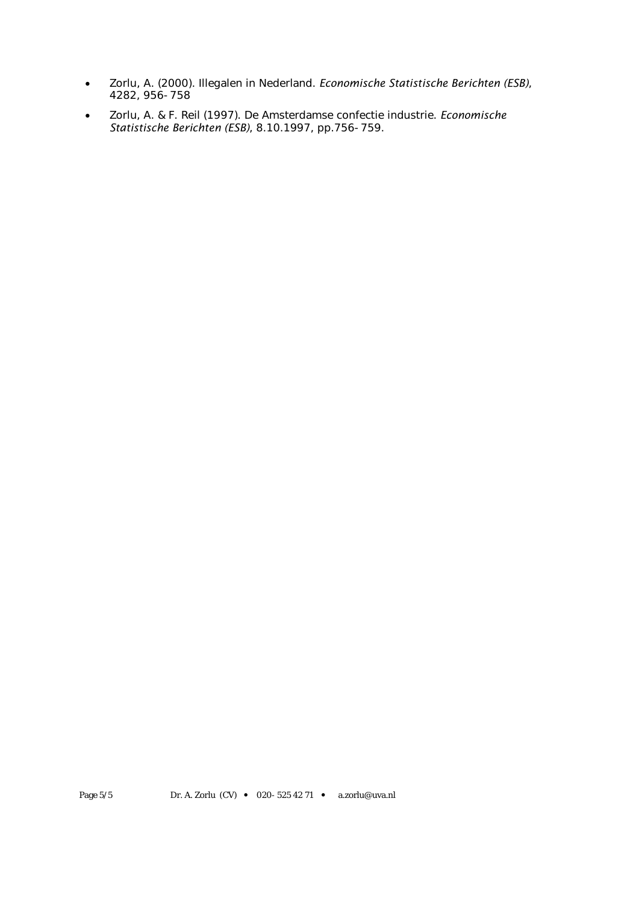- Zorlu, A. (2000). Illegalen in Nederland. *Economische Statistische Berichten (ESB)*, 4282, 956-758
- Zorlu, A. & F. Reil (1997). De Amsterdamse confectie industrie. *Economische Statistische Berichten (ESB)*, 8.10.1997, pp.756-759.